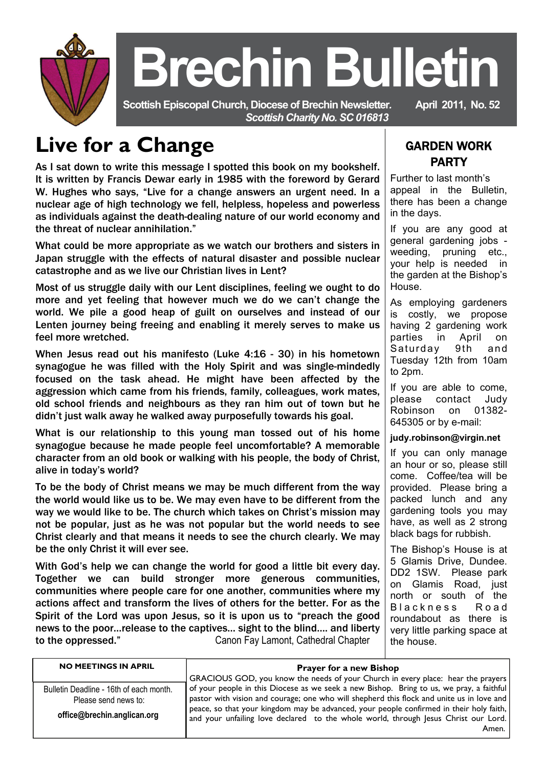# Brechin Bulletin

**Scottish Episcopal Church, Diocese of Brechin Newsletter.** **April 2011, No. 52**

***Scottish Charity No. SC 016813***

## Live for a Change

**As I sat down to write this message I spotted this book on my bookshelf. It is written by Francis Dewar early in 1985 with the foreword by Gerard W. Hughes who says, "Live for a change answers an urgent need. In a nuclear age of high technology we fell, helpless, hopeless and powerless as individuals against the death-dealing nature of our world economy and the threat of nuclear annihilation."**

**What could be more appropriate as we watch our brothers and sisters in Japan struggle with the effects of natural disaster and possible nuclear catastrophe and as we live our Christian lives in Lent?**

**Most of us struggle daily with our Lent disciplines, feeling we ought to do more and yet feeling that however much we do we can't change the world. We pile a good heap of guilt on ourselves and instead of our Lenten journey being freeing and enabling it merely serves to make us feel more wretched.**

**When Jesus read out his manifesto (Luke 4:16 - 30) in his hometown synagogue he was filled with the Holy Spirit and was single-mindedly focused on the task ahead. He might have been affected by the aggression which came from his friends, family, colleagues, work mates, old school friends and neighbours as they ran him out of town but he didn't just walk away he walked away purposefully towards his goal.**

**What is our relationship to this young man tossed out of his home synagogue because he made people feel uncomfortable? A memorable character from an old book or walking with his people, the body of Christ, alive in today's world?**

**To be the body of Christ means we may be much different from the way the world would like us to be. We may even have to be different from the way we would like to be. The church which takes on Christ's mission may not be popular, just as he was not popular but the world needs to see Christ clearly and that means it needs to see the church clearly. We may be the only Christ it will ever see.**

**With God's help we can change the world for good a little bit every day. Together we can build stronger more generous communities, communities where people care for one another, communities where my actions affect and transform the lives of others for the better. For as the Spirit of the Lord was upon Jesus, so it is upon us to "preach the good news to the poor...release to the captives... sight to the blind.... and liberty to the oppressed."**

Canon Fay Lamont, Cathedral Chapter

## GARDEN WORK PARTY

Further to last month's appeal in the Bulletin, there has been a change in the days.

If you are any good at general gardening jobs - weeding, pruning etc., your help is needed in the garden at the Bishop's House.

As employing gardeners is costly, we propose having 2 gardening work parties in April on Saturday 9th and Tuesday 12th from 10am to 2pm.

If you are able to come, please contact Judy Robinson on 01382-645305 or by e-mail:

**judy.robinson@virgin.net**

If you can only manage an hour or so, please still come. Coffee/tea will be provided. Please bring a packed lunch and any gardening tools you may have, as well as 2 strong black bags for rubbish.

The Bishop's House is at 5 Glamis Drive, Dundee. DD2 1SW. Please park on Glamis Road, just north or south of the Blackness Road roundabout as there is very little parking space at the house.

**NO MEETINGS IN APRIL**

Bulletin Deadline - 16th of each month. Please send news to:

**office@brechin.anglican.org**

**Prayer for a new Bishop**

GRACIOUS GOD, you know the needs of your Church in every place: hear the prayers of your people in this Diocese as we seek a new Bishop. Bring to us, we pray, a faithful pastor with vision and courage; one who will shepherd this flock and unite us in love and peace, so that your kingdom may be advanced, your people confirmed in their holy faith, and your unfailing love declared to the whole world, through Jesus Christ our Lord. Amen.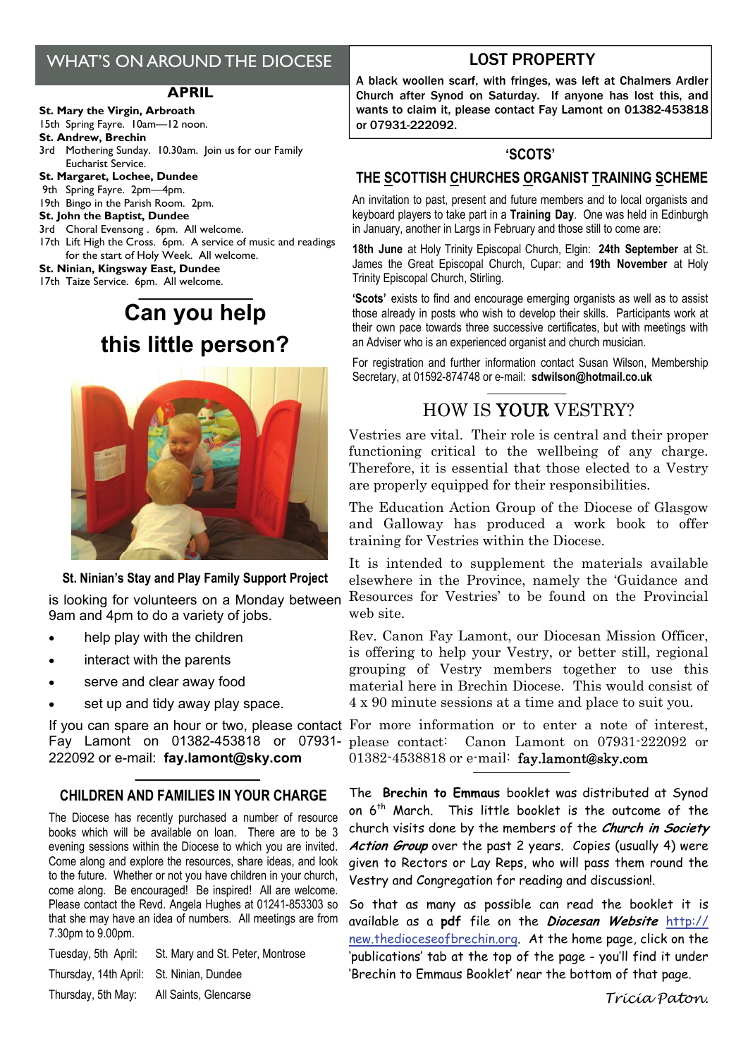## WHAT'S ON AROUND THE DIOCESE

### APRIL

**St. Mary the Virgin, Arbroath**
15th Spring Fayre. 10am—12 noon.

**St. Andrew, Brechin**
3rd Mothering Sunday. 10.30am. Join us for our Family Eucharist Service.

**St. Margaret, Lochee, Dundee**
9th Spring Fayre. 2pm—4pm.
19th Bingo in the Parish Room. 2pm.

**St. John the Baptist, Dundee**
3rd Choral Evensong . 6pm. All welcome.
17th Lift High the Cross. 6pm. A service of music and readings for the start of Holy Week. All welcome.

**St. Ninian, Kingsway East, Dundee**
17th Taize Service. 6pm. All welcome.

# Can you help this little person?

**St. Ninian's Stay and Play Family Support Project**

is looking for volunteers on a Monday between 9am and 4pm to do a variety of jobs.

- help play with the children
- interact with the parents
- serve and clear away food
- set up and tidy away play space.

If you can spare an hour or two, please contact Fay Lamont on 01382-453818 or 07931-222092 or e-mail: **fay.lamont@sky.com**

## CHILDREN AND FAMILIES IN YOUR CHARGE

The Diocese has recently purchased a number of resource books which will be available on loan. There are to be 3 evening sessions within the Diocese to which you are invited. Come along and explore the resources, share ideas, and look to the future. Whether or not you have children in your church, come along. Be encouraged! Be inspired! All are welcome. Please contact the Revd. Angela Hughes at 01241-853303 so that she may have an idea of numbers. All meetings are from 7.30pm to 9.00pm.

| | |
|---|---|
| Tuesday, 5th April: | St. Mary and St. Peter, Montrose |
| Thursday, 14th April: | St. Ninian, Dundee |
| Thursday, 5th May: | All Saints, Glencarse |

## LOST PROPERTY

**A black woollen scarf, with fringes, was left at Chalmers Ardler Church after Synod on Saturday. If anyone has lost this, and wants to claim it, please contact Fay Lamont on 01382-453818 or 07931-222092.**

## 'SCOTS'

## THE SCOTTISH CHURCHES ORGANIST TRAINING SCHEME

An invitation to past, present and future members and to local organists and keyboard players to take part in a **Training Day**. One was held in Edinburgh in January, another in Largs in February and those still to come are:

**18th June** at Holy Trinity Episcopal Church, Elgin: **24th September** at St. James the Great Episcopal Church, Cupar: and **19th November** at Holy Trinity Episcopal Church, Stirling.

**'Scots'** exists to find and encourage emerging organists as well as to assist those already in posts who wish to develop their skills. Participants work at their own pace towards three successive certificates, but with meetings with an Adviser who is an experienced organist and church musician.

For registration and further information contact Susan Wilson, Membership Secretary, at 01592-874748 or e-mail: **sdwilson@hotmail.co.uk**

## HOW IS YOUR VESTRY?

Vestries are vital. Their role is central and their proper functioning critical to the wellbeing of any charge. Therefore, it is essential that those elected to a Vestry are properly equipped for their responsibilities.

The Education Action Group of the Diocese of Glasgow and Galloway has produced a work book to offer training for Vestries within the Diocese.

It is intended to supplement the materials available elsewhere in the Province, namely the 'Guidance and Resources for Vestries' to be found on the Provincial web site.

Rev. Canon Fay Lamont, our Diocesan Mission Officer, is offering to help your Vestry, or better still, regional grouping of Vestry members together to use this material here in Brechin Diocese. This would consist of 4 x 90 minute sessions at a time and place to suit you.

For more information or to enter a note of interest, please contact: Canon Lamont on 07931-222092 or 01382-4538818 or e-mail: fay.lamont@sky.com

The **Brechin to Emmaus** booklet was distributed at Synod on 6th March. This little booklet is the outcome of the church visits done by the members of the ***Church in Society Action Group*** over the past 2 years. Copies (usually 4) were given to Rectors or Lay Reps, who will pass them round the Vestry and Congregation for reading and discussion!.

So that as many as possible can read the booklet it is available as a **pdf** file on the ***Diocesan Website*** http://new.thedioceseofbrechin.org. At the home page, click on the 'publications' tab at the top of the page - you'll find it under 'Brechin to Emmaus Booklet' near the bottom of that page.

*Tricia Paton.*